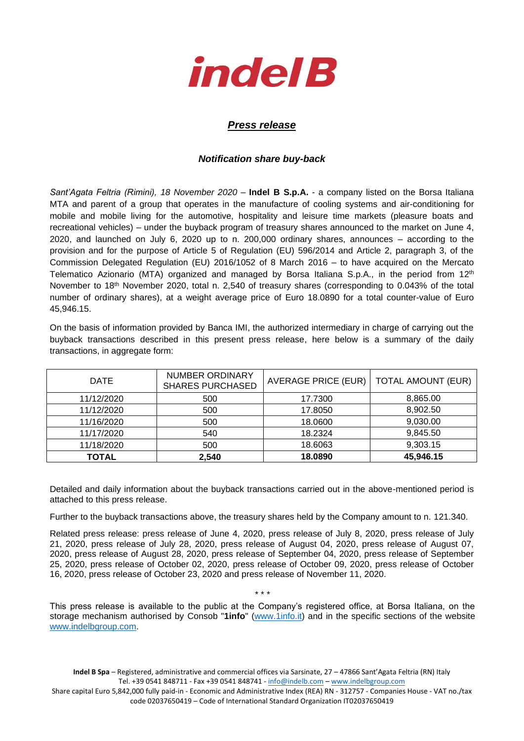indel B

# *Press release*

## *Notification share buy-back*

*Sant'Agata Feltria (Rimini), 18 November 2020* – **Indel B S.p.A.** - a company listed on the Borsa Italiana MTA and parent of a group that operates in the manufacture of cooling systems and air-conditioning for mobile and mobile living for the automotive, hospitality and leisure time markets (pleasure boats and recreational vehicles) – under the buyback program of treasury shares announced to the market on June 4, 2020, and launched on July 6, 2020 up to n. 200,000 ordinary shares, announces – according to the provision and for the purpose of Article 5 of Regulation (EU) 596/2014 and Article 2, paragraph 3, of the Commission Delegated Regulation (EU) 2016/1052 of 8 March 2016 – to have acquired on the Mercato Telematico Azionario (MTA) organized and managed by Borsa Italiana S.p.A., in the period from 12th November to 18th November 2020, total n. 2,540 of treasury shares (corresponding to 0.043% of the total number of ordinary shares), at a weight average price of Euro 18.0890 for a total counter-value of Euro 45,946.15.

On the basis of information provided by Banca IMI, the authorized intermediary in charge of carrying out the buyback transactions described in this present press release, here below is a summary of the daily transactions, in aggregate form:

| DATE | NUMBER ORDINARY SHARES PURCHASED | AVERAGE PRICE (EUR) | TOTAL AMOUNT (EUR) |
|---|---|---|---|
| 11/12/2020 | 500 | 17.7300 | 8,865.00 |
| 11/12/2020 | 500 | 17.8050 | 8,902.50 |
| 11/16/2020 | 500 | 18.0600 | 9,030.00 |
| 11/17/2020 | 540 | 18.2324 | 9,845.50 |
| 11/18/2020 | 500 | 18.6063 | 9,303.15 |
| **TOTAL** | **2,540** | **18.0890** | **45,946.15** |

Detailed and daily information about the buyback transactions carried out in the above-mentioned period is attached to this press release.

Further to the buyback transactions above, the treasury shares held by the Company amount to n. 121.340.

Related press release: press release of June 4, 2020, press release of July 8, 2020, press release of July 21, 2020, press release of July 28, 2020, press release of August 04, 2020, press release of August 07, 2020, press release of August 28, 2020, press release of September 04, 2020, press release of September 25, 2020, press release of October 02, 2020, press release of October 09, 2020, press release of October 16, 2020, press release of October 23, 2020 and press release of November 11, 2020.

\* \* \*

This press release is available to the public at the Company's registered office, at Borsa Italiana, on the storage mechanism authorised by Consob "**1info**" (www.1info.it) and in the specific sections of the website www.indelbgroup.com.

**Indel B Spa** – Registered, administrative and commercial offices via Sarsinate, 27 – 47866 Sant'Agata Feltria (RN) Italy
Tel. +39 0541 848711 - Fax +39 0541 848741 - info@indelb.com – www.indelbgroup.com
Share capital Euro 5,842,000 fully paid-in - Economic and Administrative Index (REA) RN - 312757 - Companies House - VAT no./tax code 02037650419 – Code of International Standard Organization IT02037650419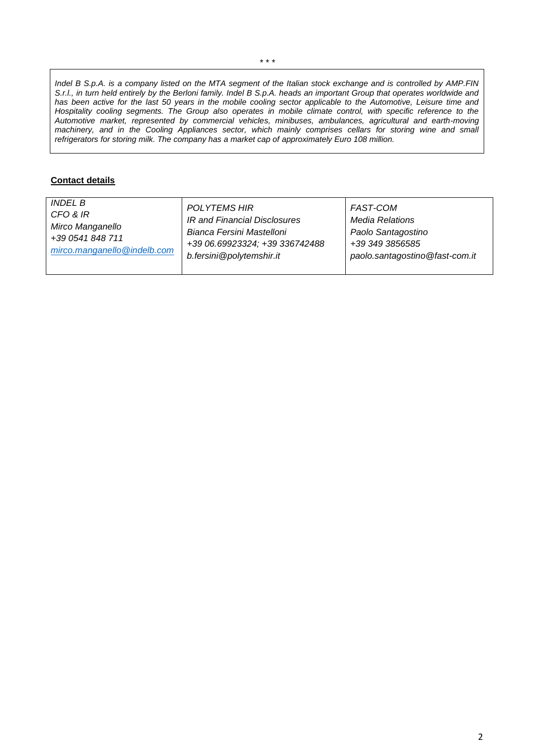\* \* \*

*Indel B S.p.A. is a company listed on the MTA segment of the Italian stock exchange and is controlled by AMP.FIN S.r.l., in turn held entirely by the Berloni family. Indel B S.p.A. heads an important Group that operates worldwide and has been active for the last 50 years in the mobile cooling sector applicable to the Automotive, Leisure time and Hospitality cooling segments. The Group also operates in mobile climate control, with specific reference to the Automotive market, represented by commercial vehicles, minibuses, ambulances, agricultural and earth-moving machinery, and in the Cooling Appliances sector, which mainly comprises cellars for storing wine and small refrigerators for storing milk. The company has a market cap of approximately Euro 108 million.*

**Contact details**

| *INDEL B*<br>*CFO & IR*<br>*Mirco Manganello*<br>*+39 0541 848 711*<br>*mirco.manganello@indelb.com* | *POLYTEMS HIR*<br>*IR and Financial Disclosures*<br>*Bianca Fersini Mastelloni*<br>*+39 06.69923324; +39 336742488*<br>*b.fersini@polytemshir.it* | *FAST-COM*<br>*Media Relations*<br>*Paolo Santagostino*<br>*+39 349 3856585*<br>*paolo.santagostino@fast-com.it* |
|---|---|---|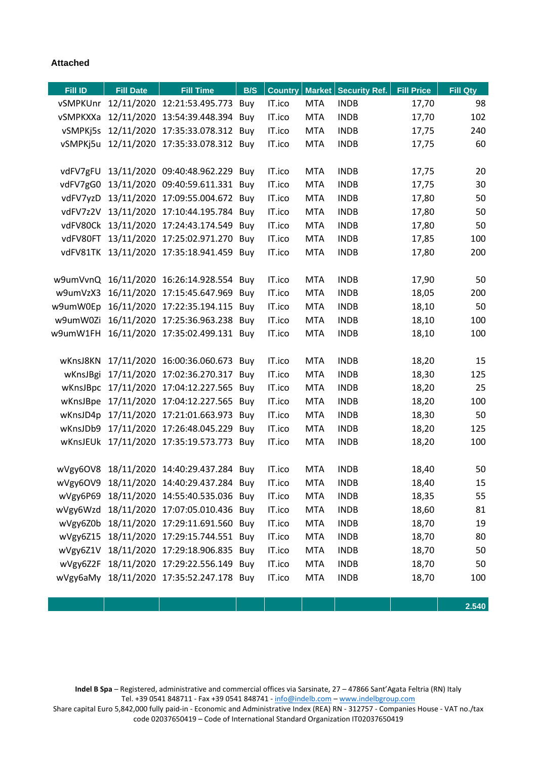**Attached**

| Fill ID | Fill Date | Fill Time | B/S | Country | Market | Security Ref. | Fill Price | Fill Qty |
|---|---|---|---|---|---|---|---|---|
| vSMPKUnr | 12/11/2020 | 12:21:53.495.773 | Buy | IT.ico | MTA | INDB | 17,70 | 98 |
| vSMPKXXa | 12/11/2020 | 13:54:39.448.394 | Buy | IT.ico | MTA | INDB | 17,70 | 102 |
| vSMPKj5s | 12/11/2020 | 17:35:33.078.312 | Buy | IT.ico | MTA | INDB | 17,75 | 240 |
| vSMPKj5u | 12/11/2020 | 17:35:33.078.312 | Buy | IT.ico | MTA | INDB | 17,75 | 60 |
| | | | | | | | | |
| vdFV7gFU | 13/11/2020 | 09:40:48.962.229 | Buy | IT.ico | MTA | INDB | 17,75 | 20 |
| vdFV7gG0 | 13/11/2020 | 09:40:59.611.331 | Buy | IT.ico | MTA | INDB | 17,75 | 30 |
| vdFV7yzD | 13/11/2020 | 17:09:55.004.672 | Buy | IT.ico | MTA | INDB | 17,80 | 50 |
| vdFV7z2V | 13/11/2020 | 17:10:44.195.784 | Buy | IT.ico | MTA | INDB | 17,80 | 50 |
| vdFV80Ck | 13/11/2020 | 17:24:43.174.549 | Buy | IT.ico | MTA | INDB | 17,80 | 50 |
| vdFV80FT | 13/11/2020 | 17:25:02.971.270 | Buy | IT.ico | MTA | INDB | 17,85 | 100 |
| vdFV81TK | 13/11/2020 | 17:35:18.941.459 | Buy | IT.ico | MTA | INDB | 17,80 | 200 |
| | | | | | | | | |
| w9umVvnQ | 16/11/2020 | 16:26:14.928.554 | Buy | IT.ico | MTA | INDB | 17,90 | 50 |
| w9umVzX3 | 16/11/2020 | 17:15:45.647.969 | Buy | IT.ico | MTA | INDB | 18,05 | 200 |
| w9umW0Ep | 16/11/2020 | 17:22:35.194.115 | Buy | IT.ico | MTA | INDB | 18,10 | 50 |
| w9umW0Zi | 16/11/2020 | 17:25:36.963.238 | Buy | IT.ico | MTA | INDB | 18,10 | 100 |
| w9umW1FH | 16/11/2020 | 17:35:02.499.131 | Buy | IT.ico | MTA | INDB | 18,10 | 100 |
| | | | | | | | | |
| wKnsJ8KN | 17/11/2020 | 16:00:36.060.673 | Buy | IT.ico | MTA | INDB | 18,20 | 15 |
| wKnsJBgi | 17/11/2020 | 17:02:36.270.317 | Buy | IT.ico | MTA | INDB | 18,30 | 125 |
| wKnsJBpc | 17/11/2020 | 17:04:12.227.565 | Buy | IT.ico | MTA | INDB | 18,20 | 25 |
| wKnsJBpe | 17/11/2020 | 17:04:12.227.565 | Buy | IT.ico | MTA | INDB | 18,20 | 100 |
| wKnsJD4p | 17/11/2020 | 17:21:01.663.973 | Buy | IT.ico | MTA | INDB | 18,30 | 50 |
| wKnsJDb9 | 17/11/2020 | 17:26:48.045.229 | Buy | IT.ico | MTA | INDB | 18,20 | 125 |
| wKnsJEUk | 17/11/2020 | 17:35:19.573.773 | Buy | IT.ico | MTA | INDB | 18,20 | 100 |
| | | | | | | | | |
| wVgy6OV8 | 18/11/2020 | 14:40:29.437.284 | Buy | IT.ico | MTA | INDB | 18,40 | 50 |
| wVgy6OV9 | 18/11/2020 | 14:40:29.437.284 | Buy | IT.ico | MTA | INDB | 18,40 | 15 |
| wVgy6P69 | 18/11/2020 | 14:55:40.535.036 | Buy | IT.ico | MTA | INDB | 18,35 | 55 |
| wVgy6Wzd | 18/11/2020 | 17:07:05.010.436 | Buy | IT.ico | MTA | INDB | 18,60 | 81 |
| wVgy6Z0b | 18/11/2020 | 17:29:11.691.560 | Buy | IT.ico | MTA | INDB | 18,70 | 19 |
| wVgy6Z15 | 18/11/2020 | 17:29:15.744.551 | Buy | IT.ico | MTA | INDB | 18,70 | 80 |
| wVgy6Z1V | 18/11/2020 | 17:29:18.906.835 | Buy | IT.ico | MTA | INDB | 18,70 | 50 |
| wVgy6Z2F | 18/11/2020 | 17:29:22.556.149 | Buy | IT.ico | MTA | INDB | 18,70 | 50 |
| wVgy6aMy | 18/11/2020 | 17:35:52.247.178 | Buy | IT.ico | MTA | INDB | 18,70 | 100 |
| | | | | | | | | **2.540** |

**Indel B Spa** – Registered, administrative and commercial offices via Sarsinate, 27 – 47866 Sant'Agata Feltria (RN) Italy
Tel. +39 0541 848711 - Fax +39 0541 848741 - info@indelb.com – www.indelbgroup.com
Share capital Euro 5,842,000 fully paid-in - Economic and Administrative Index (REA) RN - 312757 - Companies House - VAT no./tax code 02037650419 – Code of International Standard Organization IT02037650419